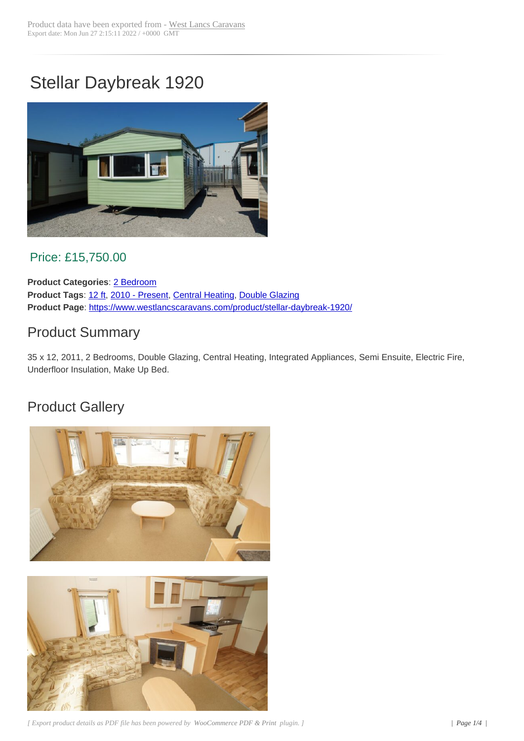Product data have been exported from - West Lancs Caravans
Export date: Mon Jun 27 2:15:11 2022 / +0000 GMT

# Stellar Daybreak 1920

## Price: £15,750.00

**Product Categories**: 2 Bedroom
**Product Tags**: 12 ft, 2010 - Present, Central Heating, Double Glazing
**Product Page**: https://www.westlancscaravans.com/product/stellar-daybreak-1920/

## Product Summary

35 x 12, 2011, 2 Bedrooms, Double Glazing, Central Heating, Integrated Appliances, Semi Ensuite, Electric Fire, Underfloor Insulation, Make Up Bed.

## Product Gallery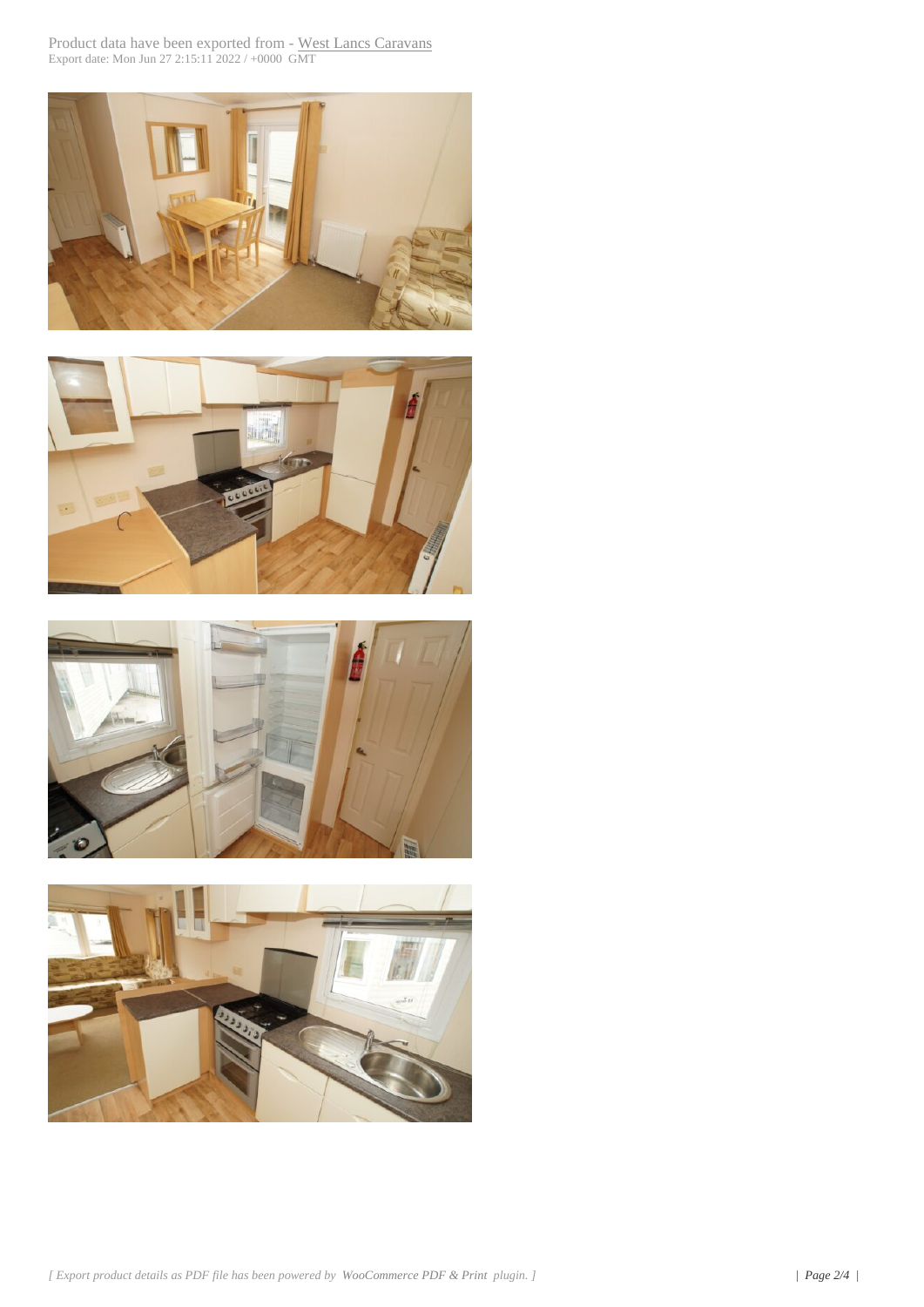Product data have been exported from - West Lancs Caravans
Export date: Mon Jun 27 2:15:11 2022 / +0000 GMT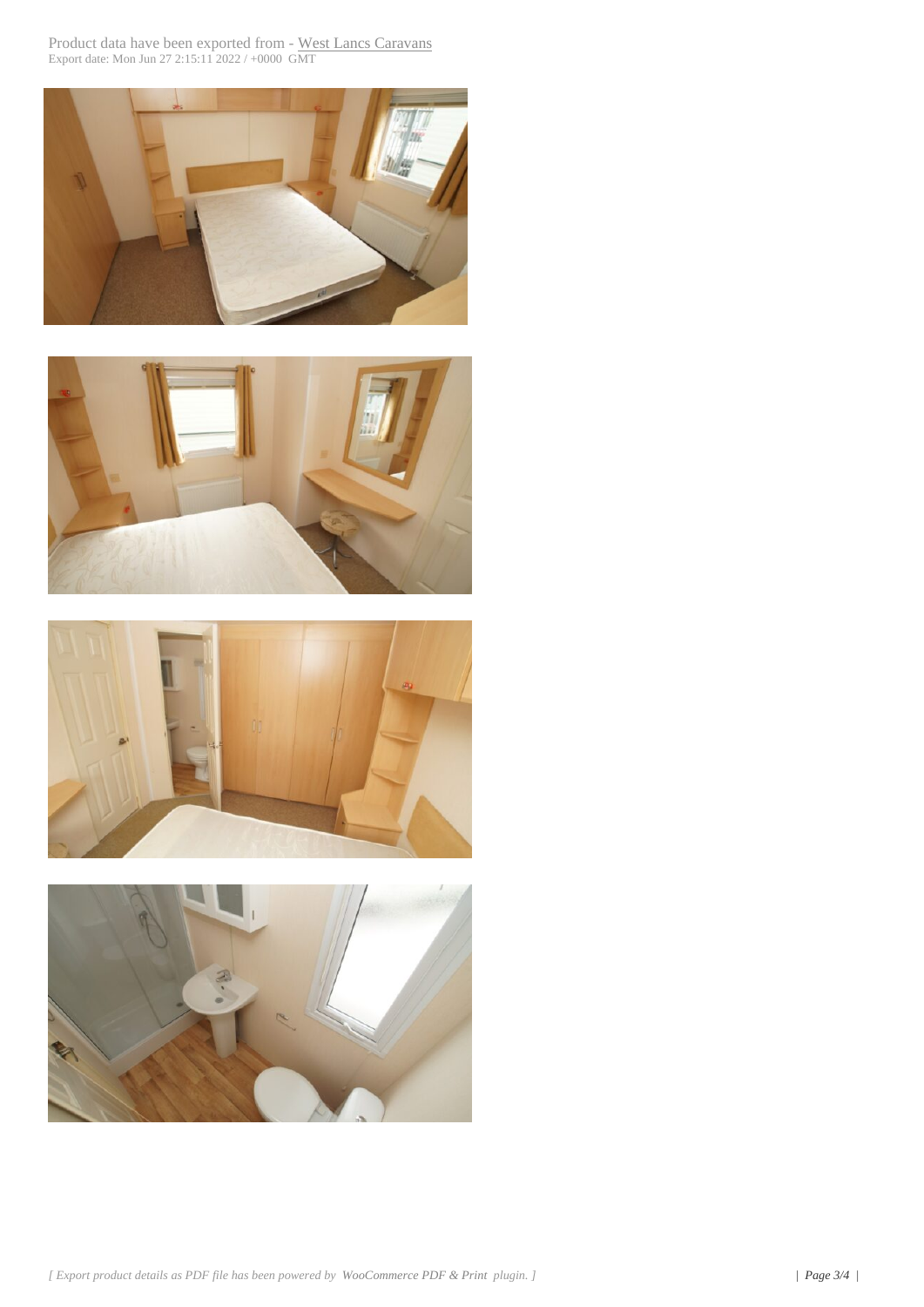Product data have been exported from - West Lancs Caravans
Export date: Mon Jun 27 2:15:11 2022 / +0000 GMT

*[ Export product details as PDF file has been powered by WooCommerce PDF & Print plugin. ]*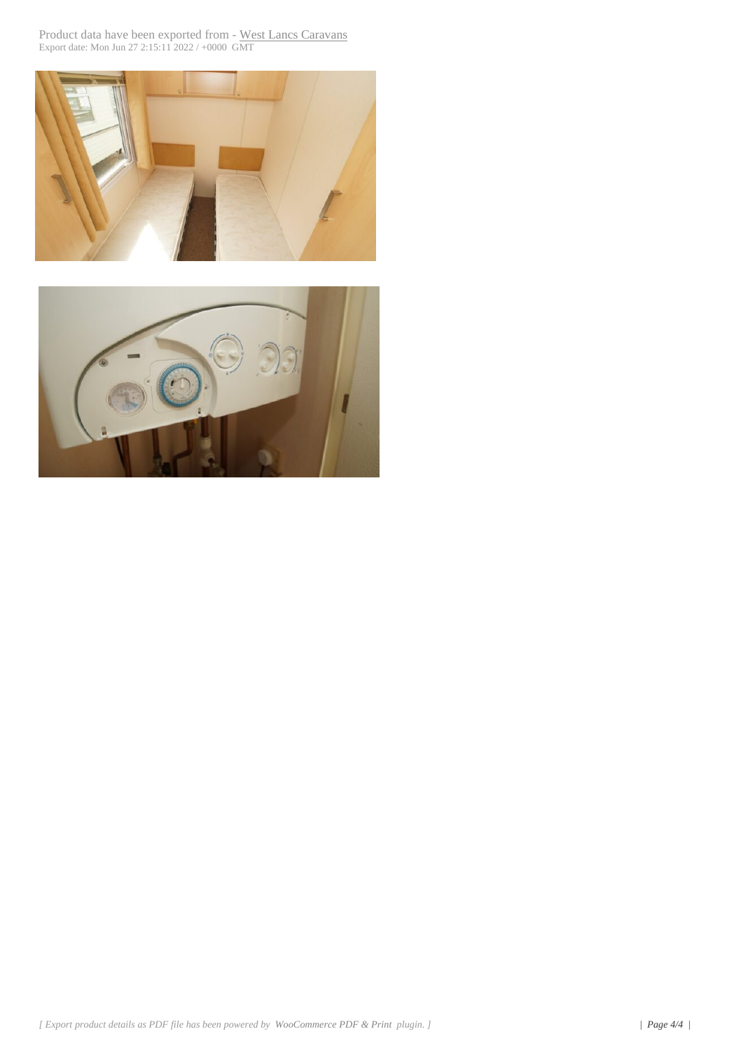Product data have been exported from - West Lancs Caravans
Export date: Mon Jun 27 2:15:11 2022 / +0000 GMT